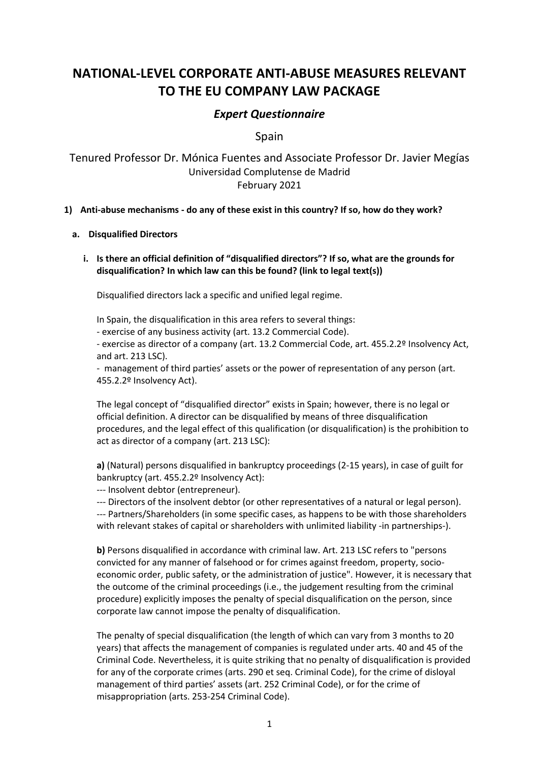# NATIONAL-LEVEL CORPORATE ANTI-ABUSE MEASURES RELEVANT TO THE EU COMPANY LAW PACKAGE

## *Expert Questionnaire*

Spain

Tenured Professor Dr. Mónica Fuentes and Associate Professor Dr. Javier Megías
Universidad Complutense de Madrid
February 2021

### 1) Anti-abuse mechanisms - do any of these exist in this country? If so, how do they work?

#### a. Disqualified Directors

**i. Is there an official definition of "disqualified directors"? If so, what are the grounds for disqualification? In which law can this be found? (link to legal text(s))**

Disqualified directors lack a specific and unified legal regime.

In Spain, the disqualification in this area refers to several things:
- exercise of any business activity (art. 13.2 Commercial Code).
- exercise as director of a company (art. 13.2 Commercial Code, art. 455.2.2º Insolvency Act, and art. 213 LSC).
- management of third parties' assets or the power of representation of any person (art. 455.2.2º Insolvency Act).

The legal concept of "disqualified director" exists in Spain; however, there is no legal or official definition. A director can be disqualified by means of three disqualification procedures, and the legal effect of this qualification (or disqualification) is the prohibition to act as director of a company (art. 213 LSC):

**a)** (Natural) persons disqualified in bankruptcy proceedings (2-15 years), in case of guilt for bankruptcy (art. 455.2.2º Insolvency Act):
--- Insolvent debtor (entrepreneur).
--- Directors of the insolvent debtor (or other representatives of a natural or legal person).
--- Partners/Shareholders (in some specific cases, as happens to be with those shareholders with relevant stakes of capital or shareholders with unlimited liability -in partnerships-).

**b)** Persons disqualified in accordance with criminal law. Art. 213 LSC refers to "persons convicted for any manner of falsehood or for crimes against freedom, property, socio-economic order, public safety, or the administration of justice". However, it is necessary that the outcome of the criminal proceedings (i.e., the judgement resulting from the criminal procedure) explicitly imposes the penalty of special disqualification on the person, since corporate law cannot impose the penalty of disqualification.

The penalty of special disqualification (the length of which can vary from 3 months to 20 years) that affects the management of companies is regulated under arts. 40 and 45 of the Criminal Code. Nevertheless, it is quite striking that no penalty of disqualification is provided for any of the corporate crimes (arts. 290 et seq. Criminal Code), for the crime of disloyal management of third parties' assets (art. 252 Criminal Code), or for the crime of misappropriation (arts. 253-254 Criminal Code).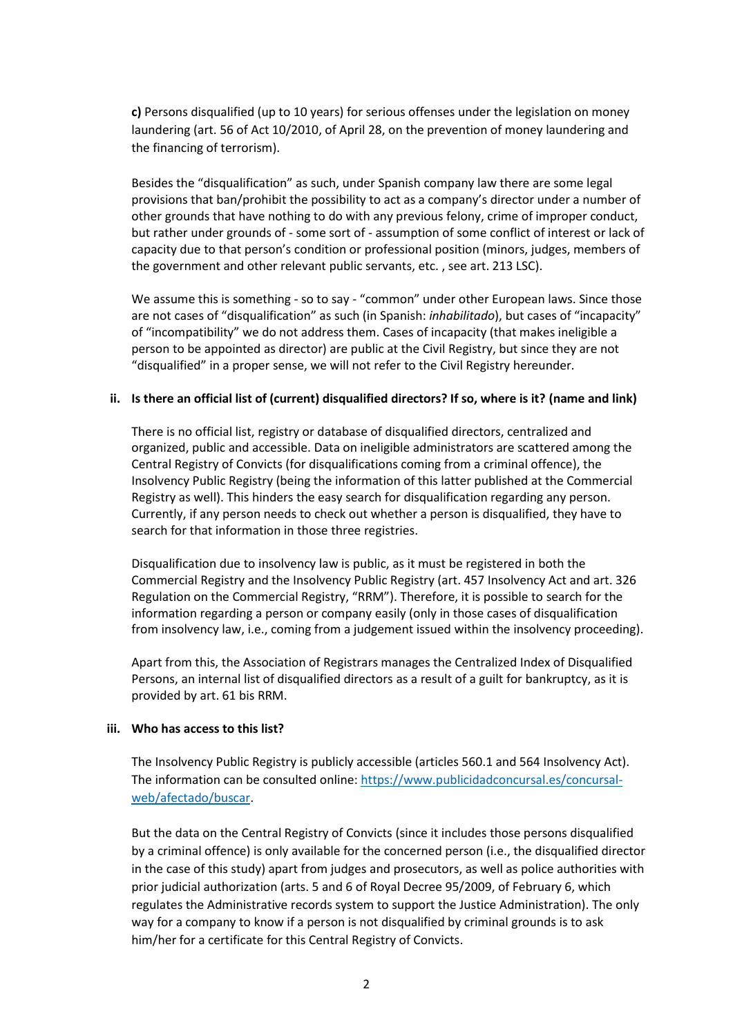**c)** Persons disqualified (up to 10 years) for serious offenses under the legislation on money laundering (art. 56 of Act 10/2010, of April 28, on the prevention of money laundering and the financing of terrorism).

Besides the "disqualification" as such, under Spanish company law there are some legal provisions that ban/prohibit the possibility to act as a company's director under a number of other grounds that have nothing to do with any previous felony, crime of improper conduct, but rather under grounds of - some sort of - assumption of some conflict of interest or lack of capacity due to that person's condition or professional position (minors, judges, members of the government and other relevant public servants, etc. , see art. 213 LSC).

We assume this is something - so to say - "common" under other European laws. Since those are not cases of "disqualification" as such (in Spanish: *inhabilitado*), but cases of "incapacity" of "incompatibility" we do not address them. Cases of incapacity (that makes ineligible a person to be appointed as director) are public at the Civil Registry, but since they are not "disqualified" in a proper sense, we will not refer to the Civil Registry hereunder.

### ii. Is there an official list of (current) disqualified directors? If so, where is it? (name and link)

There is no official list, registry or database of disqualified directors, centralized and organized, public and accessible. Data on ineligible administrators are scattered among the Central Registry of Convicts (for disqualifications coming from a criminal offence), the Insolvency Public Registry (being the information of this latter published at the Commercial Registry as well). This hinders the easy search for disqualification regarding any person. Currently, if any person needs to check out whether a person is disqualified, they have to search for that information in those three registries.

Disqualification due to insolvency law is public, as it must be registered in both the Commercial Registry and the Insolvency Public Registry (art. 457 Insolvency Act and art. 326 Regulation on the Commercial Registry, "RRM"). Therefore, it is possible to search for the information regarding a person or company easily (only in those cases of disqualification from insolvency law, i.e., coming from a judgement issued within the insolvency proceeding).

Apart from this, the Association of Registrars manages the Centralized Index of Disqualified Persons, an internal list of disqualified directors as a result of a guilt for bankruptcy, as it is provided by art. 61 bis RRM.

### iii. Who has access to this list?

The Insolvency Public Registry is publicly accessible (articles 560.1 and 564 Insolvency Act). The information can be consulted online: [https://www.publicidadconcursal.es/concursal-web/afectado/buscar](https://www.publicidadconcursal.es/concursal-web/afectado/buscar).

But the data on the Central Registry of Convicts (since it includes those persons disqualified by a criminal offence) is only available for the concerned person (i.e., the disqualified director in the case of this study) apart from judges and prosecutors, as well as police authorities with prior judicial authorization (arts. 5 and 6 of Royal Decree 95/2009, of February 6, which regulates the Administrative records system to support the Justice Administration). The only way for a company to know if a person is not disqualified by criminal grounds is to ask him/her for a certificate for this Central Registry of Convicts.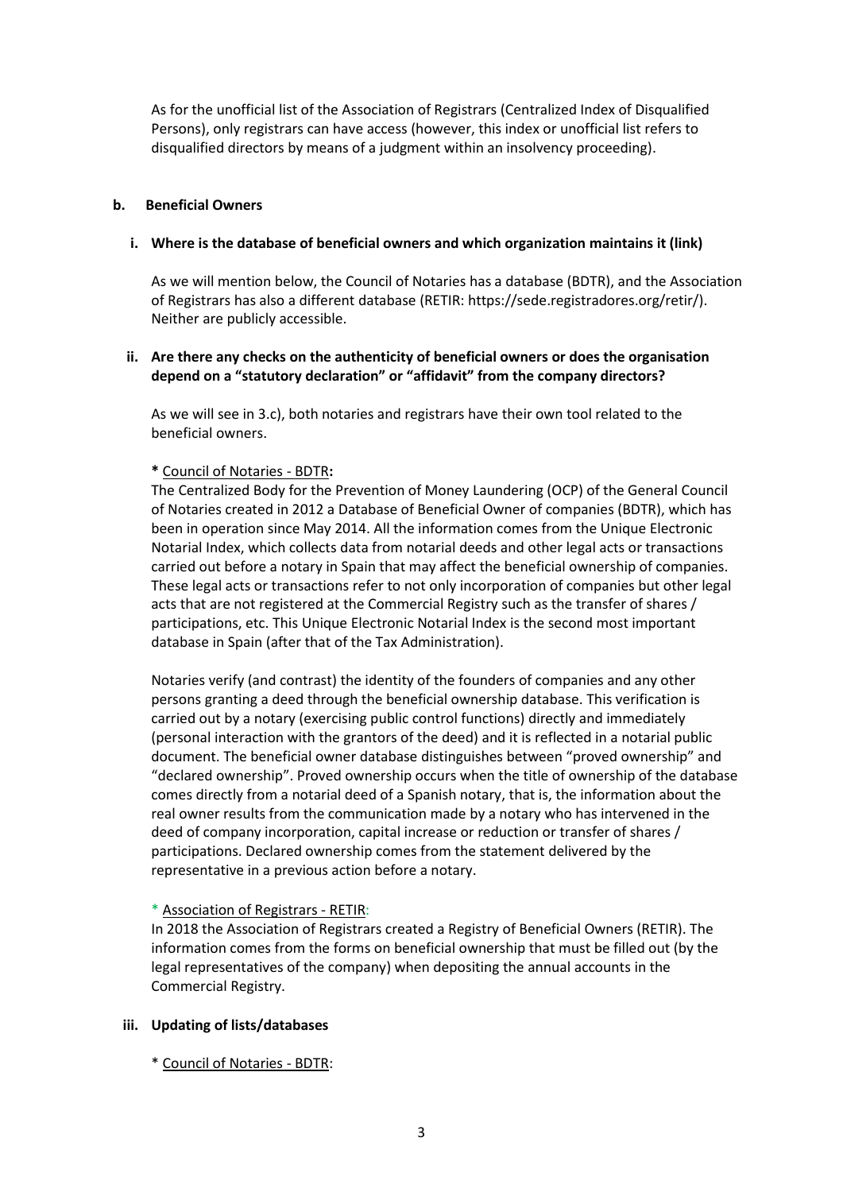As for the unofficial list of the Association of Registrars (Centralized Index of Disqualified Persons), only registrars can have access (however, this index or unofficial list refers to disqualified directors by means of a judgment within an insolvency proceeding).

### b. Beneficial Owners

#### i. Where is the database of beneficial owners and which organization maintains it (link)

As we will mention below, the Council of Notaries has a database (BDTR), and the Association of Registrars has also a different database (RETIR: https://sede.registradores.org/retir/). Neither are publicly accessible.

#### ii. Are there any checks on the authenticity of beneficial owners or does the organisation depend on a "statutory declaration" or "affidavit" from the company directors?

As we will see in 3.c), both notaries and registrars have their own tool related to the beneficial owners.

**\*** <u>Council of Notaries - BDTR</u>**:**
The Centralized Body for the Prevention of Money Laundering (OCP) of the General Council of Notaries created in 2012 a Database of Beneficial Owner of companies (BDTR), which has been in operation since May 2014. All the information comes from the Unique Electronic Notarial Index, which collects data from notarial deeds and other legal acts or transactions carried out before a notary in Spain that may affect the beneficial ownership of companies. These legal acts or transactions refer to not only incorporation of companies but other legal acts that are not registered at the Commercial Registry such as the transfer of shares / participations, etc. This Unique Electronic Notarial Index is the second most important database in Spain (after that of the Tax Administration).

Notaries verify (and contrast) the identity of the founders of companies and any other persons granting a deed through the beneficial ownership database. This verification is carried out by a notary (exercising public control functions) directly and immediately (personal interaction with the grantors of the deed) and it is reflected in a notarial public document. The beneficial owner database distinguishes between "proved ownership" and "declared ownership". Proved ownership occurs when the title of ownership of the database comes directly from a notarial deed of a Spanish notary, that is, the information about the real owner results from the communication made by a notary who has intervened in the deed of company incorporation, capital increase or reduction or transfer of shares / participations. Declared ownership comes from the statement delivered by the representative in a previous action before a notary.

\* <u>Association of Registrars - RETIR</u>:
In 2018 the Association of Registrars created a Registry of Beneficial Owners (RETIR). The information comes from the forms on beneficial ownership that must be filled out (by the legal representatives of the company) when depositing the annual accounts in the Commercial Registry.

#### iii. Updating of lists/databases

\* <u>Council of Notaries - BDTR</u>: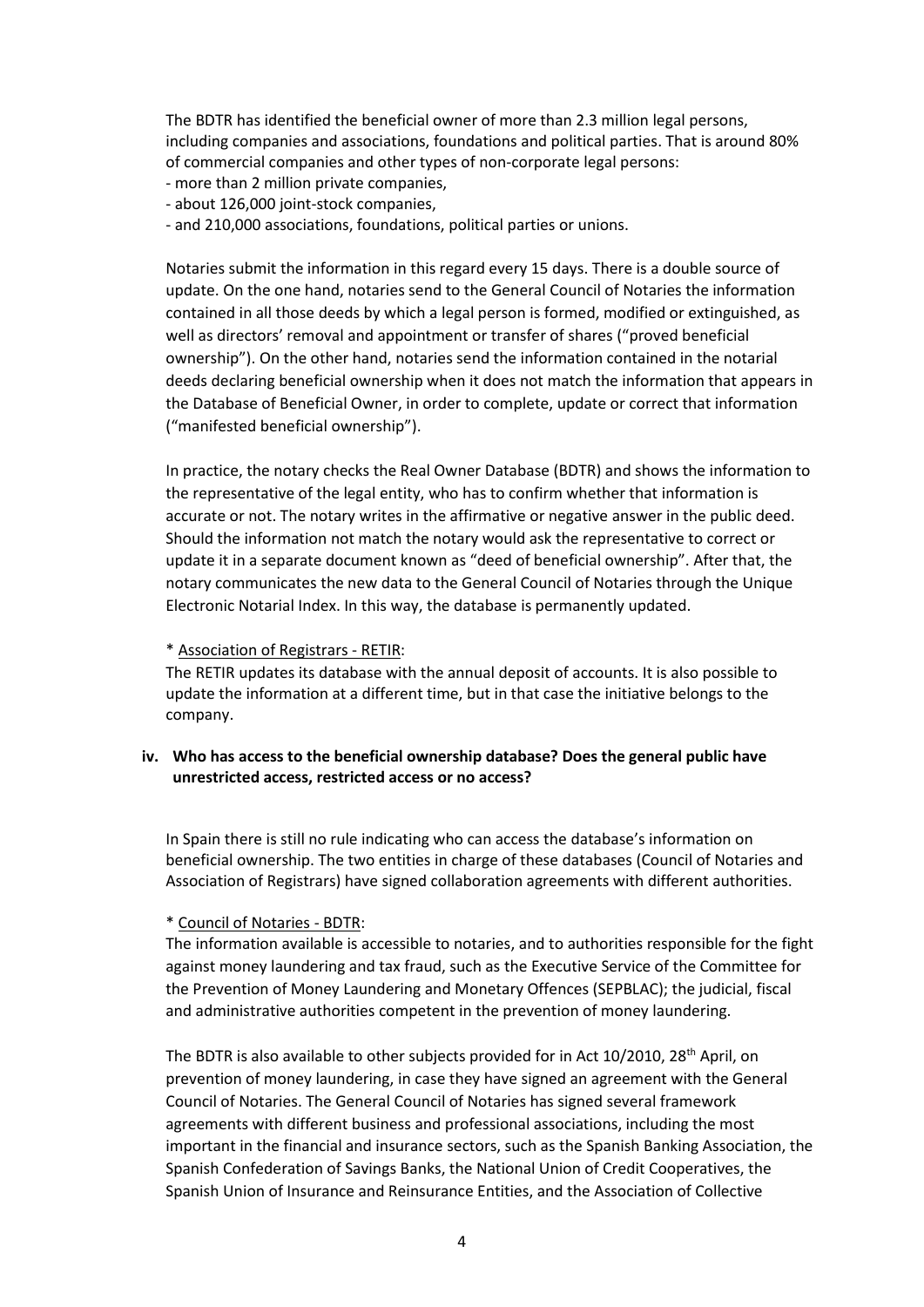The BDTR has identified the beneficial owner of more than 2.3 million legal persons, including companies and associations, foundations and political parties. That is around 80% of commercial companies and other types of non-corporate legal persons:

- more than 2 million private companies,
- about 126,000 joint-stock companies,
- and 210,000 associations, foundations, political parties or unions.

Notaries submit the information in this regard every 15 days. There is a double source of update. On the one hand, notaries send to the General Council of Notaries the information contained in all those deeds by which a legal person is formed, modified or extinguished, as well as directors' removal and appointment or transfer of shares ("proved beneficial ownership"). On the other hand, notaries send the information contained in the notarial deeds declaring beneficial ownership when it does not match the information that appears in the Database of Beneficial Owner, in order to complete, update or correct that information ("manifested beneficial ownership").

In practice, the notary checks the Real Owner Database (BDTR) and shows the information to the representative of the legal entity, who has to confirm whether that information is accurate or not. The notary writes in the affirmative or negative answer in the public deed. Should the information not match the notary would ask the representative to correct or update it in a separate document known as "deed of beneficial ownership". After that, the notary communicates the new data to the General Council of Notaries through the Unique Electronic Notarial Index. In this way, the database is permanently updated.

\* Association of Registrars - RETIR:
The RETIR updates its database with the annual deposit of accounts. It is also possible to update the information at a different time, but in that case the initiative belongs to the company.

**iv. Who has access to the beneficial ownership database? Does the general public have unrestricted access, restricted access or no access?**

In Spain there is still no rule indicating who can access the database's information on beneficial ownership. The two entities in charge of these databases (Council of Notaries and Association of Registrars) have signed collaboration agreements with different authorities.

\* Council of Notaries - BDTR:
The information available is accessible to notaries, and to authorities responsible for the fight against money laundering and tax fraud, such as the Executive Service of the Committee for the Prevention of Money Laundering and Monetary Offences (SEPBLAC); the judicial, fiscal and administrative authorities competent in the prevention of money laundering.

The BDTR is also available to other subjects provided for in Act 10/2010, 28th April, on prevention of money laundering, in case they have signed an agreement with the General Council of Notaries. The General Council of Notaries has signed several framework agreements with different business and professional associations, including the most important in the financial and insurance sectors, such as the Spanish Banking Association, the Spanish Confederation of Savings Banks, the National Union of Credit Cooperatives, the Spanish Union of Insurance and Reinsurance Entities, and the Association of Collective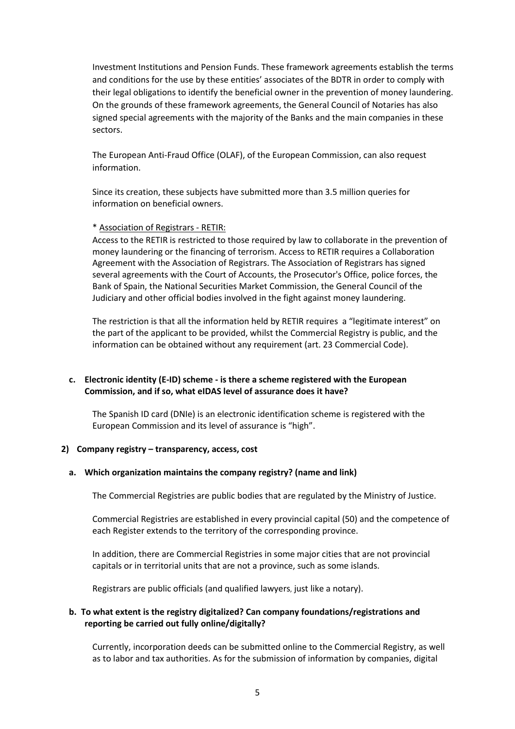Investment Institutions and Pension Funds. These framework agreements establish the terms and conditions for the use by these entities' associates of the BDTR in order to comply with their legal obligations to identify the beneficial owner in the prevention of money laundering. On the grounds of these framework agreements, the General Council of Notaries has also signed special agreements with the majority of the Banks and the main companies in these sectors.

The European Anti-Fraud Office (OLAF), of the European Commission, can also request information.

Since its creation, these subjects have submitted more than 3.5 million queries for information on beneficial owners.

* Association of Registrars - RETIR:

Access to the RETIR is restricted to those required by law to collaborate in the prevention of money laundering or the financing of terrorism. Access to RETIR requires a Collaboration Agreement with the Association of Registrars. The Association of Registrars has signed several agreements with the Court of Accounts, the Prosecutor's Office, police forces, the Bank of Spain, the National Securities Market Commission, the General Council of the Judiciary and other official bodies involved in the fight against money laundering.

The restriction is that all the information held by RETIR requires a "legitimate interest" on the part of the applicant to be provided, whilst the Commercial Registry is public, and the information can be obtained without any requirement (art. 23 Commercial Code).

**c. Electronic identity (E-ID) scheme - is there a scheme registered with the European Commission, and if so, what eIDAS level of assurance does it have?**

The Spanish ID card (DNIe) is an electronic identification scheme is registered with the European Commission and its level of assurance is "high".

## 2) Company registry – transparency, access, cost

**a. Which organization maintains the company registry? (name and link)**

The Commercial Registries are public bodies that are regulated by the Ministry of Justice.

Commercial Registries are established in every provincial capital (50) and the competence of each Register extends to the territory of the corresponding province.

In addition, there are Commercial Registries in some major cities that are not provincial capitals or in territorial units that are not a province, such as some islands.

Registrars are public officials (and qualified lawyers, just like a notary).

**b. To what extent is the registry digitalized? Can company foundations/registrations and reporting be carried out fully online/digitally?**

Currently, incorporation deeds can be submitted online to the Commercial Registry, as well as to labor and tax authorities. As for the submission of information by companies, digital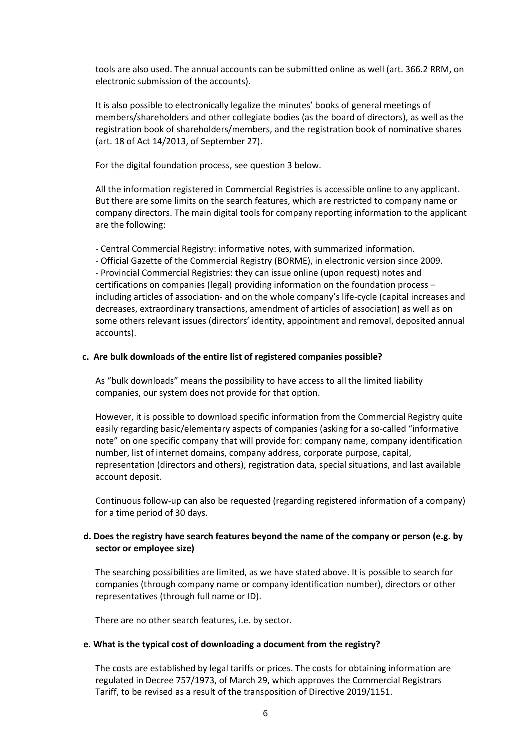tools are also used. The annual accounts can be submitted online as well (art. 366.2 RRM, on electronic submission of the accounts).

It is also possible to electronically legalize the minutes' books of general meetings of members/shareholders and other collegiate bodies (as the board of directors), as well as the registration book of shareholders/members, and the registration book of nominative shares (art. 18 of Act 14/2013, of September 27).

For the digital foundation process, see question 3 below.

All the information registered in Commercial Registries is accessible online to any applicant. But there are some limits on the search features, which are restricted to company name or company directors. The main digital tools for company reporting information to the applicant are the following:

- Central Commercial Registry: informative notes, with summarized information.
- Official Gazette of the Commercial Registry (BORME), in electronic version since 2009.
- Provincial Commercial Registries: they can issue online (upon request) notes and certifications on companies (legal) providing information on the foundation process – including articles of association- and on the whole company's life-cycle (capital increases and decreases, extraordinary transactions, amendment of articles of association) as well as on some others relevant issues (directors' identity, appointment and removal, deposited annual accounts).

**c. Are bulk downloads of the entire list of registered companies possible?**

As "bulk downloads" means the possibility to have access to all the limited liability companies, our system does not provide for that option.

However, it is possible to download specific information from the Commercial Registry quite easily regarding basic/elementary aspects of companies (asking for a so-called "informative note" on one specific company that will provide for: company name, company identification number, list of internet domains, company address, corporate purpose, capital, representation (directors and others), registration data, special situations, and last available account deposit.

Continuous follow-up can also be requested (regarding registered information of a company) for a time period of 30 days.

**d. Does the registry have search features beyond the name of the company or person (e.g. by sector or employee size)**

The searching possibilities are limited, as we have stated above. It is possible to search for companies (through company name or company identification number), directors or other representatives (through full name or ID).

There are no other search features, i.e. by sector.

**e. What is the typical cost of downloading a document from the registry?**

The costs are established by legal tariffs or prices. The costs for obtaining information are regulated in Decree 757/1973, of March 29, which approves the Commercial Registrars Tariff, to be revised as a result of the transposition of Directive 2019/1151.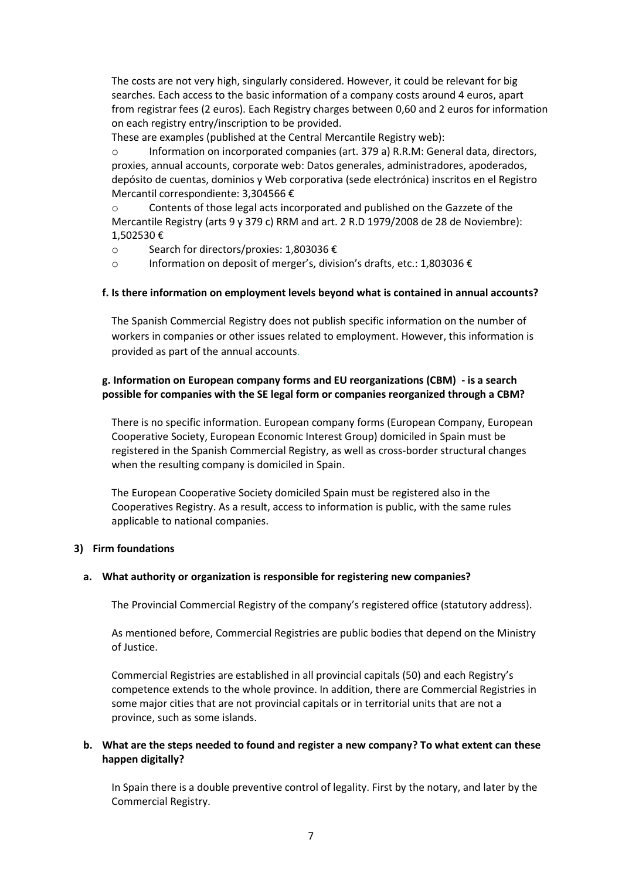The costs are not very high, singularly considered. However, it could be relevant for big searches. Each access to the basic information of a company costs around 4 euros, apart from registrar fees (2 euros). Each Registry charges between 0,60 and 2 euros for information on each registry entry/inscription to be provided.

These are examples (published at the Central Mercantile Registry web):

- Information on incorporated companies (art. 379 a) R.R.M: General data, directors, proxies, annual accounts, corporate web: Datos generales, administradores, apoderados, depósito de cuentas, dominios y Web corporativa (sede electrónica) inscritos en el Registro Mercantil correspondiente: 3,304566 €
- Contents of those legal acts incorporated and published on the Gazzete of the Mercantile Registry (arts 9 y 379 c) RRM and art. 2 R.D 1979/2008 de 28 de Noviembre): 1,502530 €
- Search for directors/proxies: 1,803036 €
- Information on deposit of merger's, division's drafts, etc.: 1,803036 €

#### f. Is there information on employment levels beyond what is contained in annual accounts?

The Spanish Commercial Registry does not publish specific information on the number of workers in companies or other issues related to employment. However, this information is provided as part of the annual accounts.

#### g. Information on European company forms and EU reorganizations (CBM) - is a search possible for companies with the SE legal form or companies reorganized through a CBM?

There is no specific information. European company forms (European Company, European Cooperative Society, European Economic Interest Group) domiciled in Spain must be registered in the Spanish Commercial Registry, as well as cross-border structural changes when the resulting company is domiciled in Spain.

The European Cooperative Society domiciled Spain must be registered also in the Cooperatives Registry. As a result, access to information is public, with the same rules applicable to national companies.

### 3) Firm foundations

#### a. What authority or organization is responsible for registering new companies?

The Provincial Commercial Registry of the company's registered office (statutory address).

As mentioned before, Commercial Registries are public bodies that depend on the Ministry of Justice.

Commercial Registries are established in all provincial capitals (50) and each Registry's competence extends to the whole province. In addition, there are Commercial Registries in some major cities that are not provincial capitals or in territorial units that are not a province, such as some islands.

#### b. What are the steps needed to found and register a new company? To what extent can these happen digitally?

In Spain there is a double preventive control of legality. First by the notary, and later by the Commercial Registry.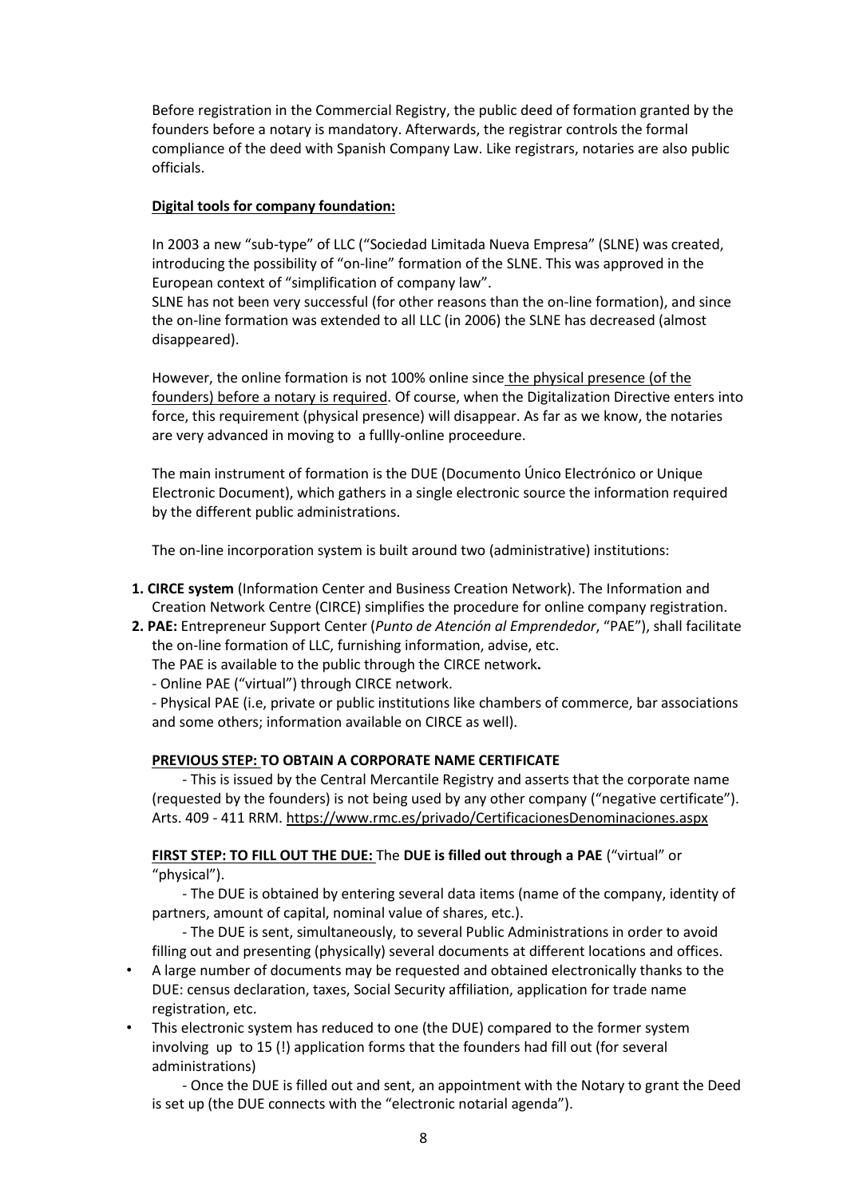Before registration in the Commercial Registry, the public deed of formation granted by the founders before a notary is mandatory. Afterwards, the registrar controls the formal compliance of the deed with Spanish Company Law. Like registrars, notaries are also public officials.

**Digital tools for company foundation:**

In 2003 a new "sub-type" of LLC ("Sociedad Limitada Nueva Empresa" (SLNE) was created, introducing the possibility of "on-line" formation of the SLNE. This was approved in the European context of "simplification of company law".
SLNE has not been very successful (for other reasons than the on-line formation), and since the on-line formation was extended to all LLC (in 2006) the SLNE has decreased (almost disappeared).

However, the online formation is not 100% online since the physical presence (of the founders) before a notary is required. Of course, when the Digitalization Directive enters into force, this requirement (physical presence) will disappear. As far as we know, the notaries are very advanced in moving to a fullly-online proceedure.

The main instrument of formation is the DUE (Documento Único Electrónico or Unique Electronic Document), which gathers in a single electronic source the information required by the different public administrations.

The on-line incorporation system is built around two (administrative) institutions:

1. **CIRCE system** (Information Center and Business Creation Network). The Information and Creation Network Centre (CIRCE) simplifies the procedure for online company registration.
2. **PAE:** Entrepreneur Support Center (*Punto de Atención al Emprendedor*, "PAE"), shall facilitate the on-line formation of LLC, furnishing information, advise, etc.
   The PAE is available to the public through the CIRCE network**.**
   - Online PAE ("virtual") through CIRCE network.
   - Physical PAE (i.e, private or public institutions like chambers of commerce, bar associations and some others; information available on CIRCE as well).

**PREVIOUS STEP: TO OBTAIN A CORPORATE NAME CERTIFICATE**

- This is issued by the Central Mercantile Registry and asserts that the corporate name (requested by the founders) is not being used by any other company ("negative certificate"). Arts. 409 - 411 RRM. https://www.rmc.es/privado/CertificacionesDenominaciones.aspx

**FIRST STEP: TO FILL OUT THE DUE:** The **DUE is filled out through a PAE** ("virtual" or "physical").

- The DUE is obtained by entering several data items (name of the company, identity of partners, amount of capital, nominal value of shares, etc.).
- The DUE is sent, simultaneously, to several Public Administrations in order to avoid filling out and presenting (physically) several documents at different locations and offices.

- A large number of documents may be requested and obtained electronically thanks to the DUE: census declaration, taxes, Social Security affiliation, application for trade name registration, etc.
- This electronic system has reduced to one (the DUE) compared to the former system involving up to 15 (!) application forms that the founders had fill out (for several administrations)

- Once the DUE is filled out and sent, an appointment with the Notary to grant the Deed is set up (the DUE connects with the "electronic notarial agenda").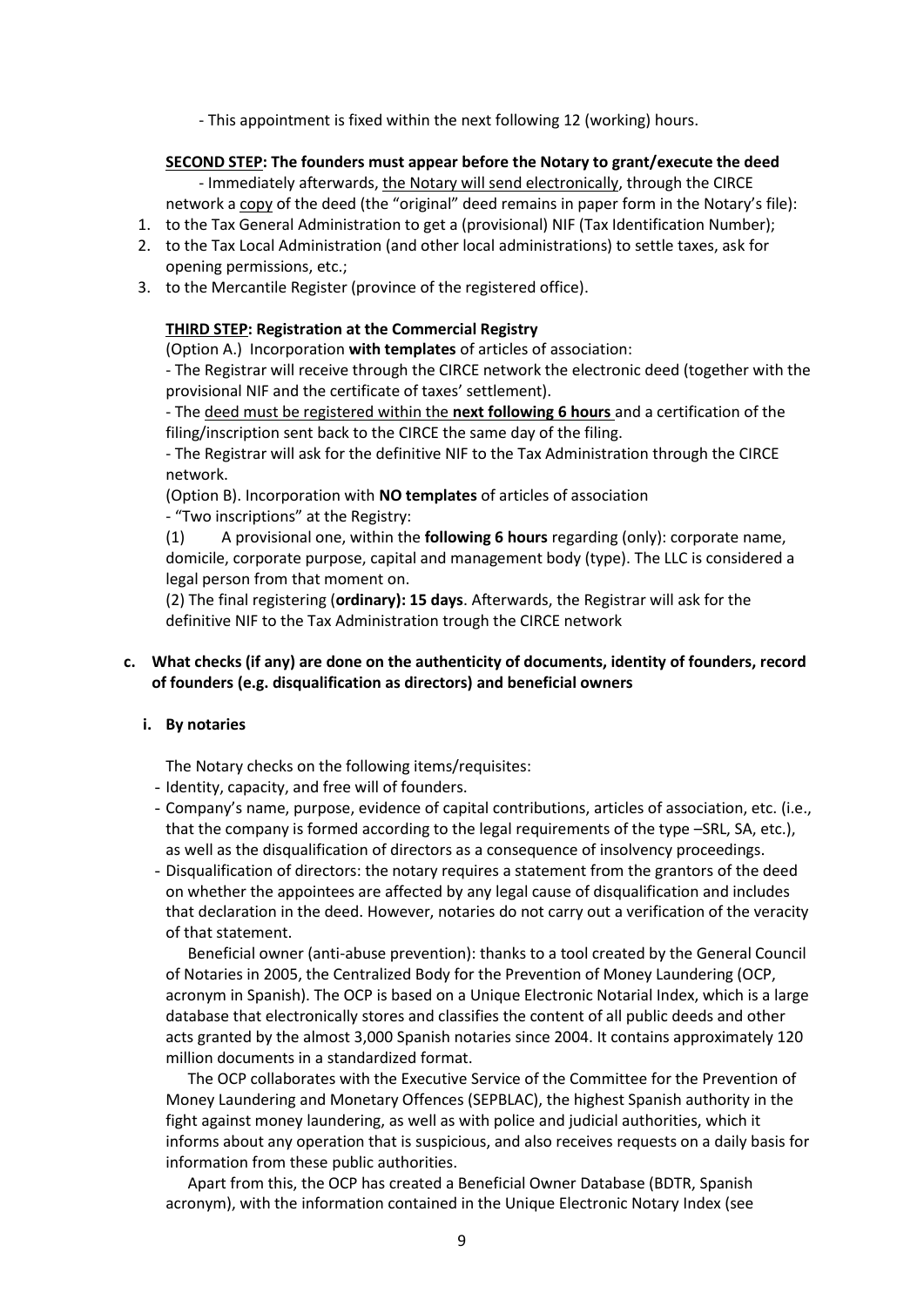- This appointment is fixed within the next following 12 (working) hours.

**SECOND STEP: The founders must appear before the Notary to grant/execute the deed**

- Immediately afterwards, the Notary will send electronically, through the CIRCE network a copy of the deed (the "original" deed remains in paper form in the Notary's file):

1. to the Tax General Administration to get a (provisional) NIF (Tax Identification Number);
2. to the Tax Local Administration (and other local administrations) to settle taxes, ask for opening permissions, etc.;
3. to the Mercantile Register (province of the registered office).

**THIRD STEP: Registration at the Commercial Registry**

(Option A.) Incorporation **with templates** of articles of association:

- The Registrar will receive through the CIRCE network the electronic deed (together with the provisional NIF and the certificate of taxes' settlement).
- The deed must be registered within the **next following 6 hours** and a certification of the filing/inscription sent back to the CIRCE the same day of the filing.
- The Registrar will ask for the definitive NIF to the Tax Administration through the CIRCE network.

(Option B). Incorporation with **NO templates** of articles of association

- "Two inscriptions" at the Registry:

(1) A provisional one, within the **following 6 hours** regarding (only): corporate name, domicile, corporate purpose, capital and management body (type). The LLC is considered a legal person from that moment on.

(2) The final registering (**ordinary): 15 days**. Afterwards, the Registrar will ask for the definitive NIF to the Tax Administration trough the CIRCE network

**c. What checks (if any) are done on the authenticity of documents, identity of founders, record of founders (e.g. disqualification as directors) and beneficial owners**

**i. By notaries**

The Notary checks on the following items/requisites:

- Identity, capacity, and free will of founders.
- Company's name, purpose, evidence of capital contributions, articles of association, etc. (i.e., that the company is formed according to the legal requirements of the type –SRL, SA, etc.), as well as the disqualification of directors as a consequence of insolvency proceedings.
- Disqualification of directors: the notary requires a statement from the grantors of the deed on whether the appointees are affected by any legal cause of disqualification and includes that declaration in the deed. However, notaries do not carry out a verification of the veracity of that statement.

Beneficial owner (anti-abuse prevention): thanks to a tool created by the General Council of Notaries in 2005, the Centralized Body for the Prevention of Money Laundering (OCP, acronym in Spanish). The OCP is based on a Unique Electronic Notarial Index, which is a large database that electronically stores and classifies the content of all public deeds and other acts granted by the almost 3,000 Spanish notaries since 2004. It contains approximately 120 million documents in a standardized format.

The OCP collaborates with the Executive Service of the Committee for the Prevention of Money Laundering and Monetary Offences (SEPBLAC), the highest Spanish authority in the fight against money laundering, as well as with police and judicial authorities, which it informs about any operation that is suspicious, and also receives requests on a daily basis for information from these public authorities.

Apart from this, the OCP has created a Beneficial Owner Database (BDTR, Spanish acronym), with the information contained in the Unique Electronic Notary Index (see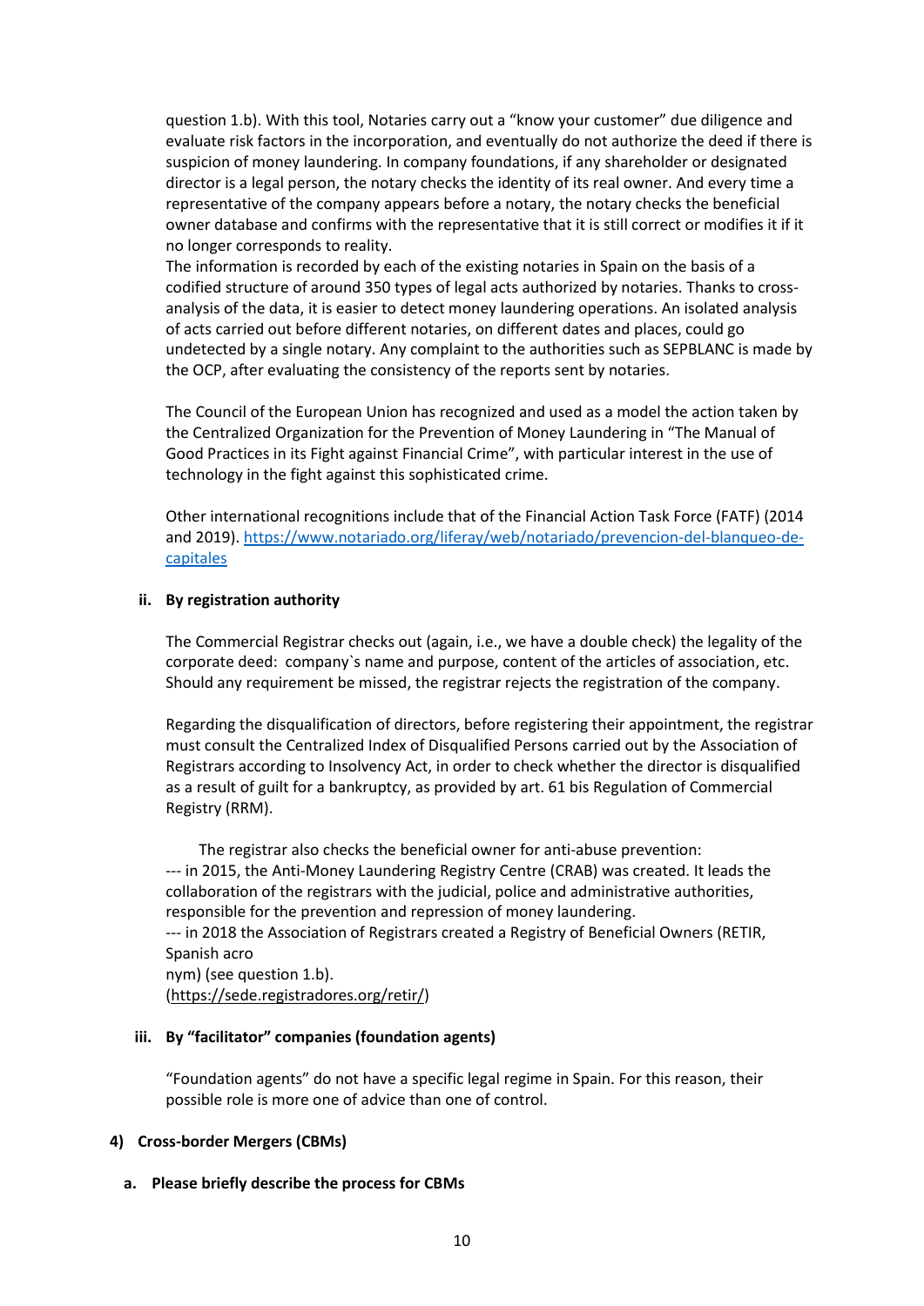question 1.b). With this tool, Notaries carry out a "know your customer" due diligence and evaluate risk factors in the incorporation, and eventually do not authorize the deed if there is suspicion of money laundering. In company foundations, if any shareholder or designated director is a legal person, the notary checks the identity of its real owner. And every time a representative of the company appears before a notary, the notary checks the beneficial owner database and confirms with the representative that it is still correct or modifies it if it no longer corresponds to reality.
The information is recorded by each of the existing notaries in Spain on the basis of a codified structure of around 350 types of legal acts authorized by notaries. Thanks to cross-analysis of the data, it is easier to detect money laundering operations. An isolated analysis of acts carried out before different notaries, on different dates and places, could go undetected by a single notary. Any complaint to the authorities such as SEPBLANC is made by the OCP, after evaluating the consistency of the reports sent by notaries.

The Council of the European Union has recognized and used as a model the action taken by the Centralized Organization for the Prevention of Money Laundering in "The Manual of Good Practices in its Fight against Financial Crime", with particular interest in the use of technology in the fight against this sophisticated crime.

Other international recognitions include that of the Financial Action Task Force (FATF) (2014 and 2019). https://www.notariado.org/liferay/web/notariado/prevencion-del-blanqueo-de-capitales

**ii. By registration authority**

The Commercial Registrar checks out (again, i.e., we have a double check) the legality of the corporate deed: company`s name and purpose, content of the articles of association, etc. Should any requirement be missed, the registrar rejects the registration of the company.

Regarding the disqualification of directors, before registering their appointment, the registrar must consult the Centralized Index of Disqualified Persons carried out by the Association of Registrars according to Insolvency Act, in order to check whether the director is disqualified as a result of guilt for a bankruptcy, as provided by art. 61 bis Regulation of Commercial Registry (RRM).

The registrar also checks the beneficial owner for anti-abuse prevention:
--- in 2015, the Anti-Money Laundering Registry Centre (CRAB) was created. It leads the collaboration of the registrars with the judicial, police and administrative authorities, responsible for the prevention and repression of money laundering.
--- in 2018 the Association of Registrars created a Registry of Beneficial Owners (RETIR, Spanish acronym) (see question 1.b).
(https://sede.registradores.org/retir/)

**iii. By "facilitator" companies (foundation agents)**

"Foundation agents" do not have a specific legal regime in Spain. For this reason, their possible role is more one of advice than one of control.

## 4) Cross-border Mergers (CBMs)

### a. Please briefly describe the process for CBMs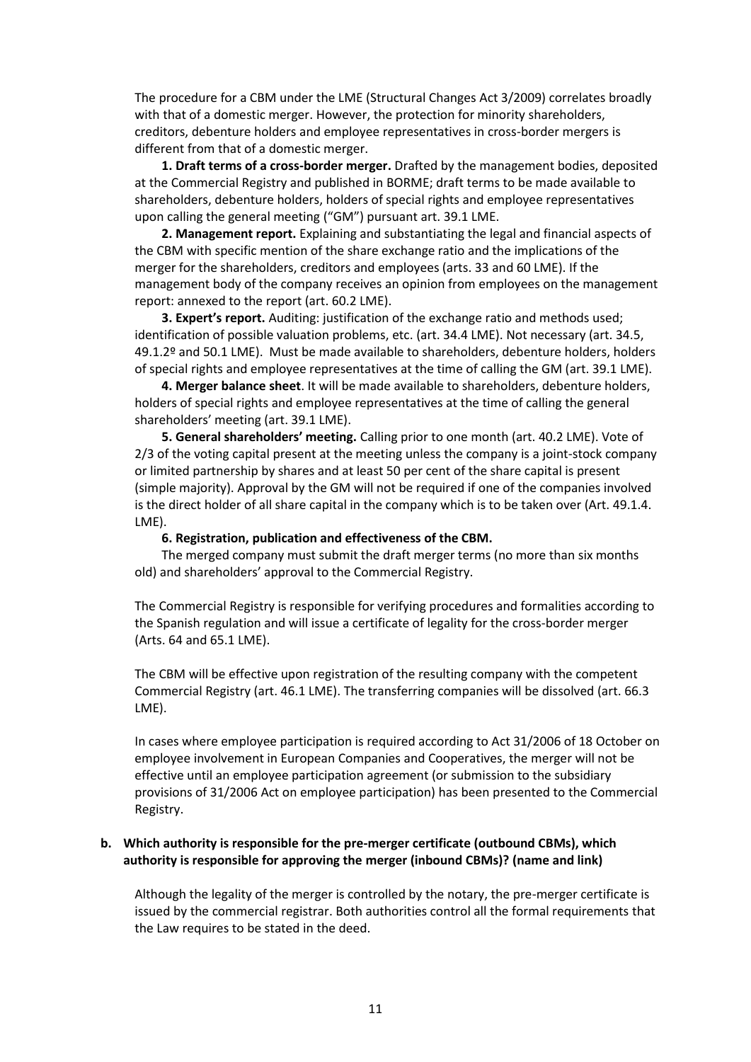The procedure for a CBM under the LME (Structural Changes Act 3/2009) correlates broadly with that of a domestic merger. However, the protection for minority shareholders, creditors, debenture holders and employee representatives in cross-border mergers is different from that of a domestic merger.

**1. Draft terms of a cross-border merger.** Drafted by the management bodies, deposited at the Commercial Registry and published in BORME; draft terms to be made available to shareholders, debenture holders, holders of special rights and employee representatives upon calling the general meeting ("GM") pursuant art. 39.1 LME.

**2. Management report.** Explaining and substantiating the legal and financial aspects of the CBM with specific mention of the share exchange ratio and the implications of the merger for the shareholders, creditors and employees (arts. 33 and 60 LME). If the management body of the company receives an opinion from employees on the management report: annexed to the report (art. 60.2 LME).

**3. Expert's report.** Auditing: justification of the exchange ratio and methods used; identification of possible valuation problems, etc. (art. 34.4 LME). Not necessary (art. 34.5, 49.1.2º and 50.1 LME). Must be made available to shareholders, debenture holders, holders of special rights and employee representatives at the time of calling the GM (art. 39.1 LME).

**4. Merger balance sheet**. It will be made available to shareholders, debenture holders, holders of special rights and employee representatives at the time of calling the general shareholders' meeting (art. 39.1 LME).

**5. General shareholders' meeting.** Calling prior to one month (art. 40.2 LME). Vote of 2/3 of the voting capital present at the meeting unless the company is a joint-stock company or limited partnership by shares and at least 50 per cent of the share capital is present (simple majority). Approval by the GM will not be required if one of the companies involved is the direct holder of all share capital in the company which is to be taken over (Art. 49.1.4. LME).

**6. Registration, publication and effectiveness of the CBM.**

The merged company must submit the draft merger terms (no more than six months old) and shareholders' approval to the Commercial Registry.

The Commercial Registry is responsible for verifying procedures and formalities according to the Spanish regulation and will issue a certificate of legality for the cross-border merger (Arts. 64 and 65.1 LME).

The CBM will be effective upon registration of the resulting company with the competent Commercial Registry (art. 46.1 LME). The transferring companies will be dissolved (art. 66.3 LME).

In cases where employee participation is required according to Act 31/2006 of 18 October on employee involvement in European Companies and Cooperatives, the merger will not be effective until an employee participation agreement (or submission to the subsidiary provisions of 31/2006 Act on employee participation) has been presented to the Commercial Registry.

**b. Which authority is responsible for the pre-merger certificate (outbound CBMs), which authority is responsible for approving the merger (inbound CBMs)? (name and link)**

Although the legality of the merger is controlled by the notary, the pre-merger certificate is issued by the commercial registrar. Both authorities control all the formal requirements that the Law requires to be stated in the deed.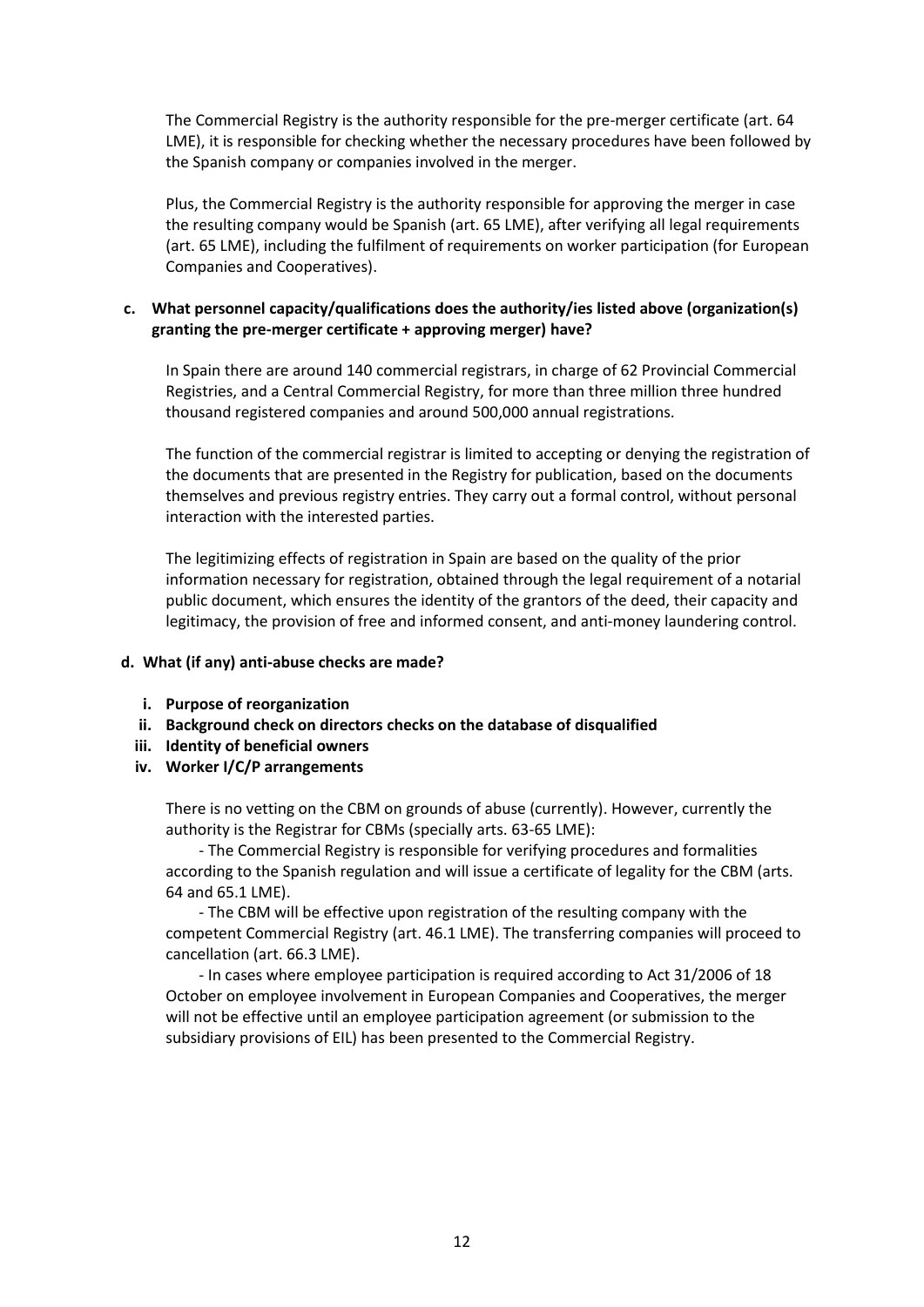The Commercial Registry is the authority responsible for the pre-merger certificate (art. 64 LME), it is responsible for checking whether the necessary procedures have been followed by the Spanish company or companies involved in the merger.

Plus, the Commercial Registry is the authority responsible for approving the merger in case the resulting company would be Spanish (art. 65 LME), after verifying all legal requirements (art. 65 LME), including the fulfilment of requirements on worker participation (for European Companies and Cooperatives).

**c. What personnel capacity/qualifications does the authority/ies listed above (organization(s) granting the pre-merger certificate + approving merger) have?**

In Spain there are around 140 commercial registrars, in charge of 62 Provincial Commercial Registries, and a Central Commercial Registry, for more than three million three hundred thousand registered companies and around 500,000 annual registrations.

The function of the commercial registrar is limited to accepting or denying the registration of the documents that are presented in the Registry for publication, based on the documents themselves and previous registry entries. They carry out a formal control, without personal interaction with the interested parties.

The legitimizing effects of registration in Spain are based on the quality of the prior information necessary for registration, obtained through the legal requirement of a notarial public document, which ensures the identity of the grantors of the deed, their capacity and legitimacy, the provision of free and informed consent, and anti-money laundering control.

**d. What (if any) anti-abuse checks are made?**

- **i. Purpose of reorganization**
- **ii. Background check on directors checks on the database of disqualified**
- **iii. Identity of beneficial owners**
- **iv. Worker I/C/P arrangements**

There is no vetting on the CBM on grounds of abuse (currently). However, currently the authority is the Registrar for CBMs (specially arts. 63-65 LME):

- The Commercial Registry is responsible for verifying procedures and formalities according to the Spanish regulation and will issue a certificate of legality for the CBM (arts. 64 and 65.1 LME).
- The CBM will be effective upon registration of the resulting company with the competent Commercial Registry (art. 46.1 LME). The transferring companies will proceed to cancellation (art. 66.3 LME).
- In cases where employee participation is required according to Act 31/2006 of 18 October on employee involvement in European Companies and Cooperatives, the merger will not be effective until an employee participation agreement (or submission to the subsidiary provisions of EIL) has been presented to the Commercial Registry.